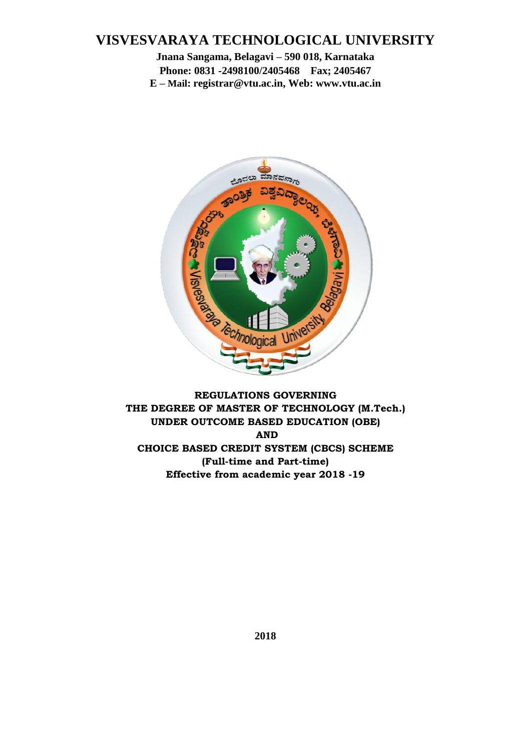# VISVESVARAYA TECHNOLOGICAL UNIVERSITY

**Jnana Sangama, Belagavi – 590 018, Karnataka**

**Phone: 0831 -2498100/2405468 Fax; 2405467**

**E – Mail: registrar@vtu.ac.in, Web: www.vtu.ac.in**

**REGULATIONS GOVERNING**

**THE DEGREE OF MASTER OF TECHNOLOGY (M.Tech.)**

**UNDER OUTCOME BASED EDUCATION (OBE)**

**AND**

**CHOICE BASED CREDIT SYSTEM (CBCS) SCHEME**

**(Full-time and Part-time)**

**Effective from academic year 2018 -19**

**2018**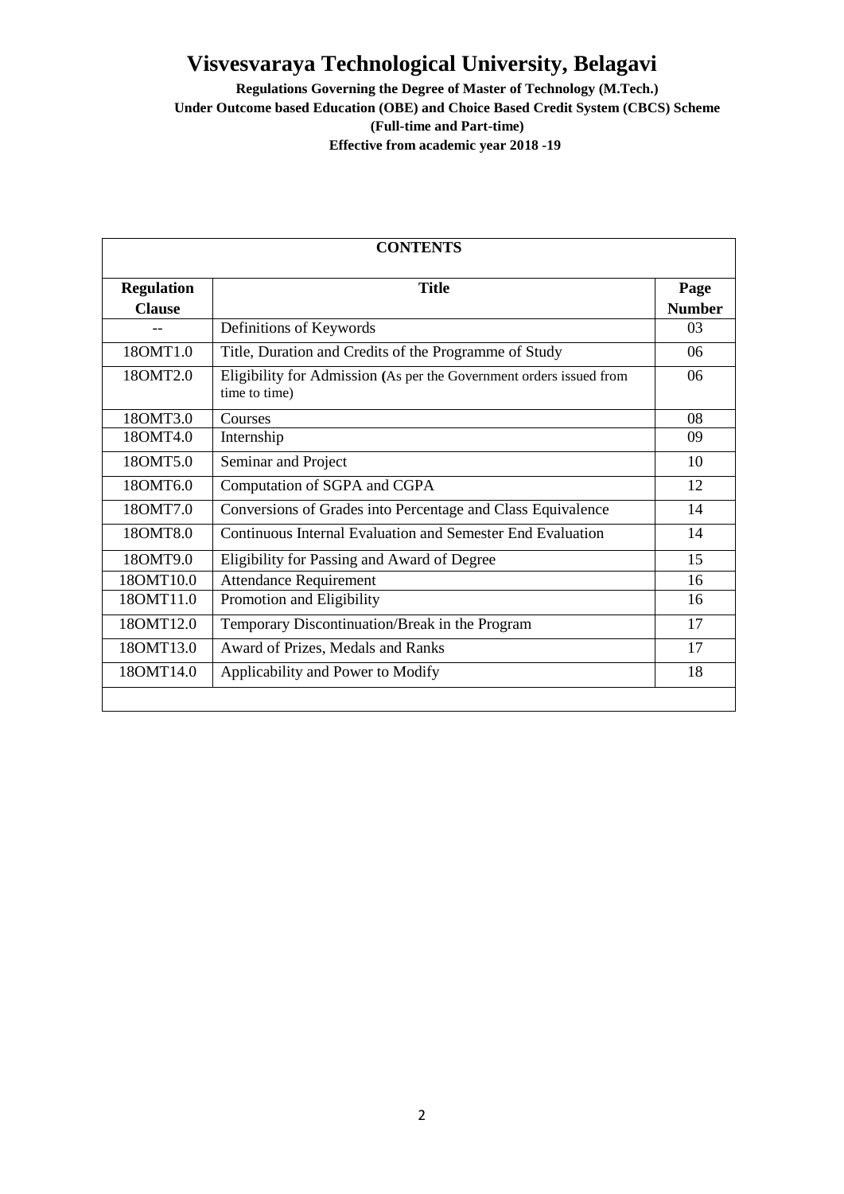# Visvesvaraya Technological University, Belagavi

**Regulations Governing the Degree of Master of Technology (M.Tech.)**
**Under Outcome based Education (OBE) and Choice Based Credit System (CBCS) Scheme**
**(Full-time and Part-time)**
**Effective from academic year 2018 -19**

**CONTENTS**

| Regulation Clause | Title | Page Number |
|---|---|---|
| -- | Definitions of Keywords | 03 |
| 18OMT1.0 | Title, Duration and Credits of the Programme of Study | 06 |
| 18OMT2.0 | Eligibility for Admission (As per the Government orders issued from time to time) | 06 |
| 18OMT3.0 | Courses | 08 |
| 18OMT4.0 | Internship | 09 |
| 18OMT5.0 | Seminar and Project | 10 |
| 18OMT6.0 | Computation of SGPA and CGPA | 12 |
| 18OMT7.0 | Conversions of Grades into Percentage and Class Equivalence | 14 |
| 18OMT8.0 | Continuous Internal Evaluation and Semester End Evaluation | 14 |
| 18OMT9.0 | Eligibility for Passing and Award of Degree | 15 |
| 18OMT10.0 | Attendance Requirement | 16 |
| 18OMT11.0 | Promotion and Eligibility | 16 |
| 18OMT12.0 | Temporary Discontinuation/Break in the Program | 17 |
| 18OMT13.0 | Award of Prizes, Medals and Ranks | 17 |
| 18OMT14.0 | Applicability and Power to Modify | 18 |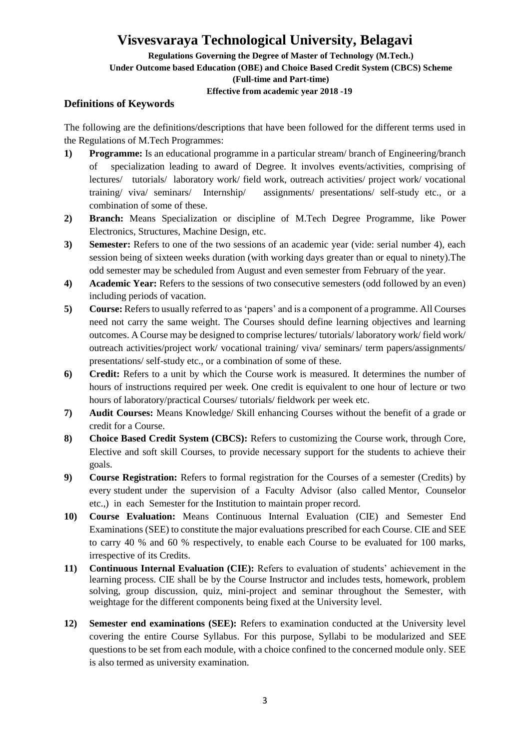# Visvesvaraya Technological University, Belagavi

**Regulations Governing the Degree of Master of Technology (M.Tech.)**
**Under Outcome based Education (OBE) and Choice Based Credit System (CBCS) Scheme**
**(Full-time and Part-time)**
**Effective from academic year 2018 -19**

## Definitions of Keywords

The following are the definitions/descriptions that have been followed for the different terms used in the Regulations of M.Tech Programmes:

1) **Programme:** Is an educational programme in a particular stream/ branch of Engineering/branch of specialization leading to award of Degree. It involves events/activities, comprising of lectures/ tutorials/ laboratory work/ field work, outreach activities/ project work/ vocational training/ viva/ seminars/ Internship/ assignments/ presentations/ self-study etc., or a combination of some of these.
2) **Branch:** Means Specialization or discipline of M.Tech Degree Programme, like Power Electronics, Structures, Machine Design, etc.
3) **Semester:** Refers to one of the two sessions of an academic year (vide: serial number 4), each session being of sixteen weeks duration (with working days greater than or equal to ninety).The odd semester may be scheduled from August and even semester from February of the year.
4) **Academic Year:** Refers to the sessions of two consecutive semesters (odd followed by an even) including periods of vacation.
5) **Course:** Refers to usually referred to as 'papers' and is a component of a programme. All Courses need not carry the same weight. The Courses should define learning objectives and learning outcomes. A Course may be designed to comprise lectures/ tutorials/ laboratory work/ field work/ outreach activities/project work/ vocational training/ viva/ seminars/ term papers/assignments/ presentations/ self-study etc., or a combination of some of these.
6) **Credit:** Refers to a unit by which the Course work is measured. It determines the number of hours of instructions required per week. One credit is equivalent to one hour of lecture or two hours of laboratory/practical Courses/ tutorials/ fieldwork per week etc.
7) **Audit Courses:** Means Knowledge/ Skill enhancing Courses without the benefit of a grade or credit for a Course.
8) **Choice Based Credit System (CBCS):** Refers to customizing the Course work, through Core, Elective and soft skill Courses, to provide necessary support for the students to achieve their goals.
9) **Course Registration:** Refers to formal registration for the Courses of a semester (Credits) by every student under the supervision of a Faculty Advisor (also called Mentor, Counselor etc.,) in each Semester for the Institution to maintain proper record.
10) **Course Evaluation:** Means Continuous Internal Evaluation (CIE) and Semester End Examinations (SEE) to constitute the major evaluations prescribed for each Course. CIE and SEE to carry 40 % and 60 % respectively, to enable each Course to be evaluated for 100 marks, irrespective of its Credits.
11) **Continuous Internal Evaluation (CIE):** Refers to evaluation of students' achievement in the learning process. CIE shall be by the Course Instructor and includes tests, homework, problem solving, group discussion, quiz, mini-project and seminar throughout the Semester, with weightage for the different components being fixed at the University level.
12) **Semester end examinations (SEE):** Refers to examination conducted at the University level covering the entire Course Syllabus. For this purpose, Syllabi to be modularized and SEE questions to be set from each module, with a choice confined to the concerned module only. SEE is also termed as university examination.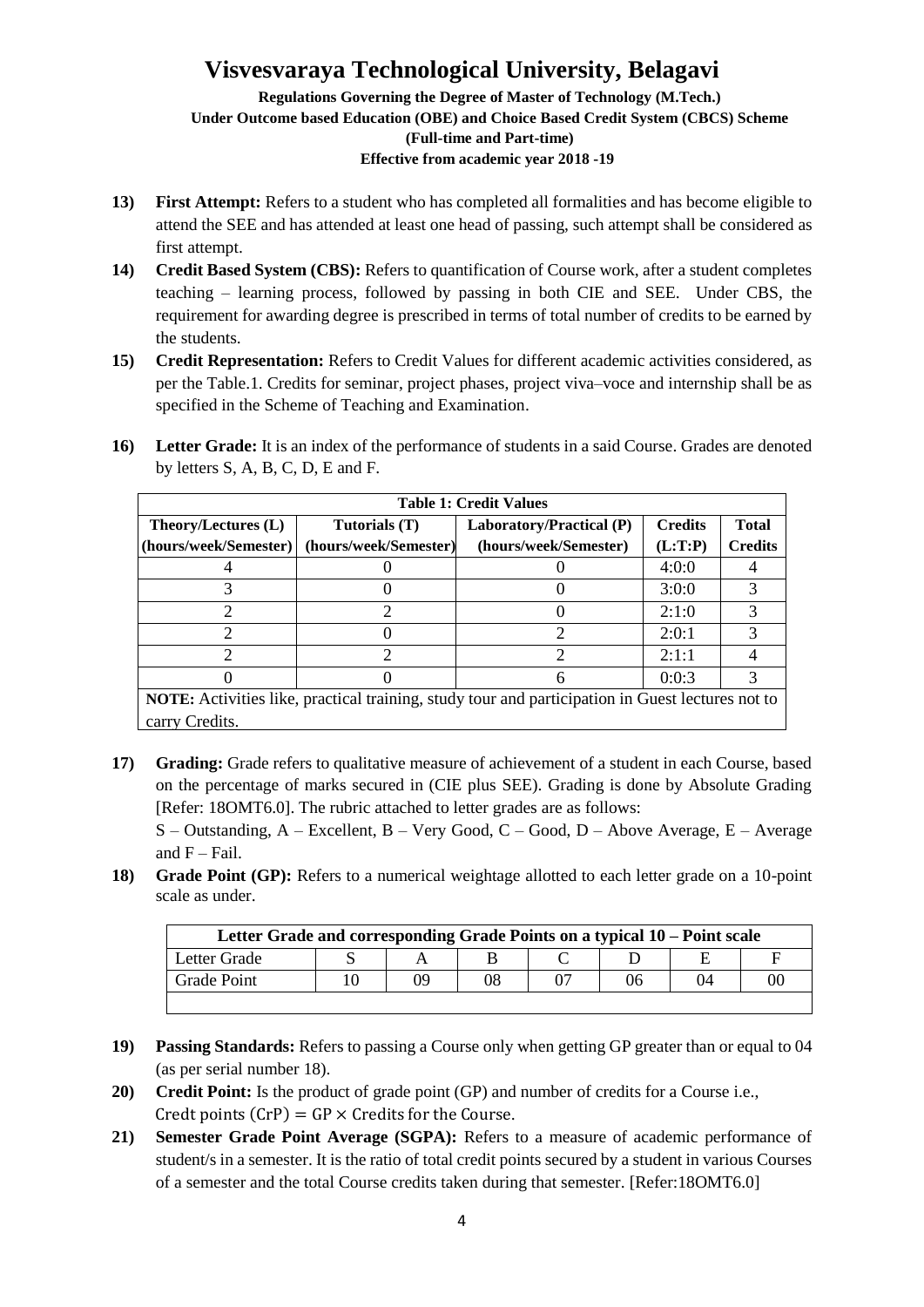# Visvesvaraya Technological University, Belagavi

**Regulations Governing the Degree of Master of Technology (M.Tech.)**
**Under Outcome based Education (OBE) and Choice Based Credit System (CBCS) Scheme**
**(Full-time and Part-time)**
**Effective from academic year 2018 -19**

13) **First Attempt:** Refers to a student who has completed all formalities and has become eligible to attend the SEE and has attended at least one head of passing, such attempt shall be considered as first attempt.

14) **Credit Based System (CBS):** Refers to quantification of Course work, after a student completes teaching – learning process, followed by passing in both CIE and SEE. Under CBS, the requirement for awarding degree is prescribed in terms of total number of credits to be earned by the students.

15) **Credit Representation:** Refers to Credit Values for different academic activities considered, as per the Table.1. Credits for seminar, project phases, project viva–voce and internship shall be as specified in the Scheme of Teaching and Examination.

16) **Letter Grade:** It is an index of the performance of students in a said Course. Grades are denoted by letters S, A, B, C, D, E and F.

| **Table 1: Credit Values** | | | | |
|---|---|---|---|---|
| **Theory/Lectures (L) (hours/week/Semester)** | **Tutorials (T) (hours/week/Semester)** | **Laboratory/Practical (P) (hours/week/Semester)** | **Credits (L:T:P)** | **Total Credits** |
| 4 | 0 | 0 | 4:0:0 | 4 |
| 3 | 0 | 0 | 3:0:0 | 3 |
| 2 | 2 | 0 | 2:1:0 | 3 |
| 2 | 0 | 2 | 2:0:1 | 3 |
| 2 | 2 | 2 | 2:1:1 | 4 |
| 0 | 0 | 6 | 0:0:3 | 3 |
| **NOTE:** Activities like, practical training, study tour and participation in Guest lectures not to carry Credits. | | | | |

17) **Grading:** Grade refers to qualitative measure of achievement of a student in each Course, based on the percentage of marks secured in (CIE plus SEE). Grading is done by Absolute Grading [Refer: 18OMT6.0]. The rubric attached to letter grades are as follows:
S – Outstanding, A – Excellent, B – Very Good, C – Good, D – Above Average, E – Average and F – Fail.

18) **Grade Point (GP):** Refers to a numerical weightage allotted to each letter grade on a 10-point scale as under.

| **Letter Grade and corresponding Grade Points on a typical 10 – Point scale** | | | | | | | |
|---|---|---|---|---|---|---|---|
| Letter Grade | S | A | B | C | D | E | F |
| Grade Point | 10 | 09 | 08 | 07 | 06 | 04 | 00 |

19) **Passing Standards:** Refers to passing a Course only when getting GP greater than or equal to 04 (as per serial number 18).

20) **Credit Point:** Is the product of grade point (GP) and number of credits for a Course i.e., $\text{Credt points (CrP)} = \text{GP} \times \text{Credits for the Course}.$

21) **Semester Grade Point Average (SGPA):** Refers to a measure of academic performance of student/s in a semester. It is the ratio of total credit points secured by a student in various Courses of a semester and the total Course credits taken during that semester. [Refer:18OMT6.0]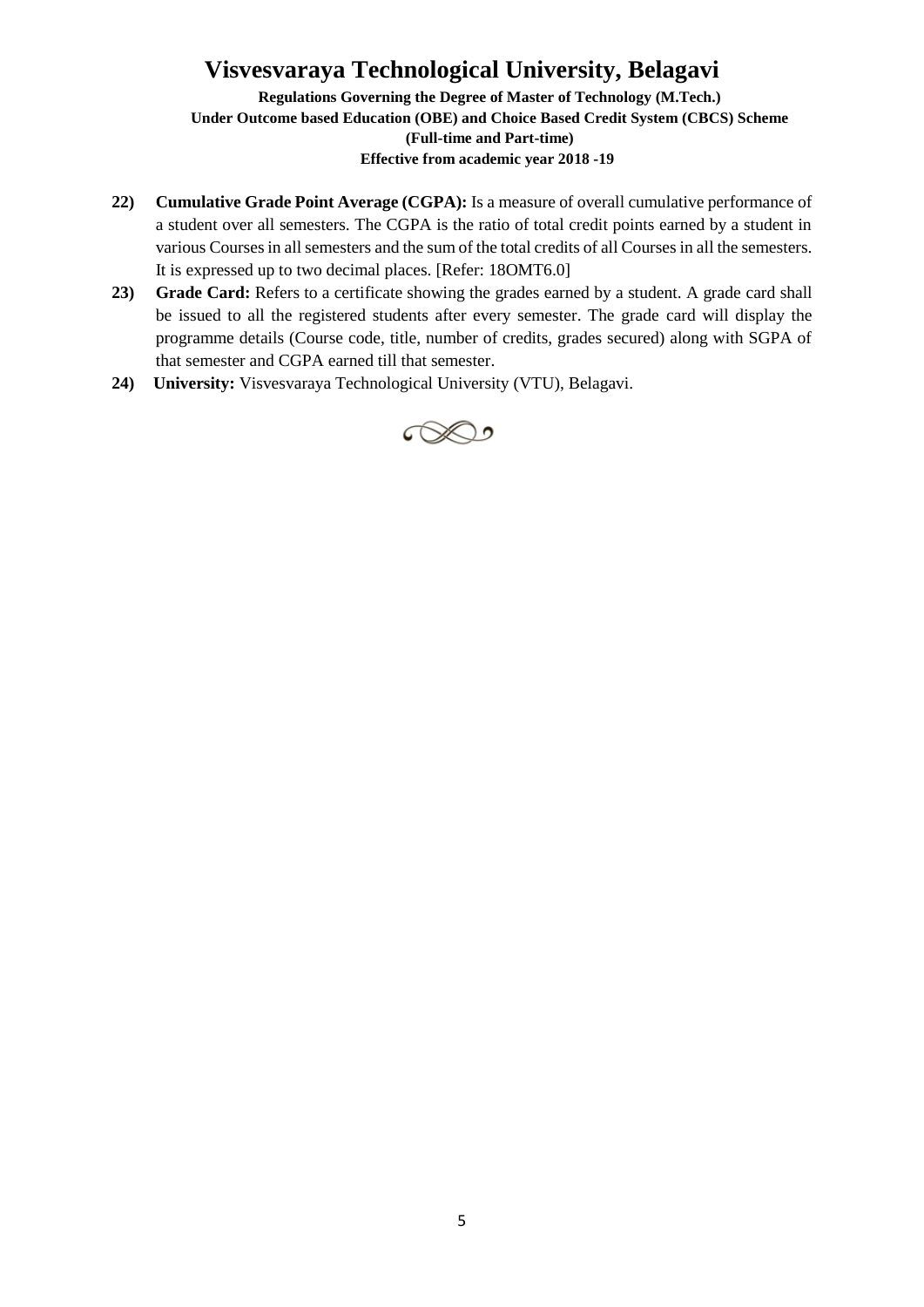22) **Cumulative Grade Point Average (CGPA):** Is a measure of overall cumulative performance of a student over all semesters. The CGPA is the ratio of total credit points earned by a student in various Courses in all semesters and the sum of the total credits of all Courses in all the semesters. It is expressed up to two decimal places. [Refer: 18OMT6.0]

23) **Grade Card:** Refers to a certificate showing the grades earned by a student. A grade card shall be issued to all the registered students after every semester. The grade card will display the programme details (Course code, title, number of credits, grades secured) along with SGPA of that semester and CGPA earned till that semester.

24) **University:** Visvesvaraya Technological University (VTU), Belagavi.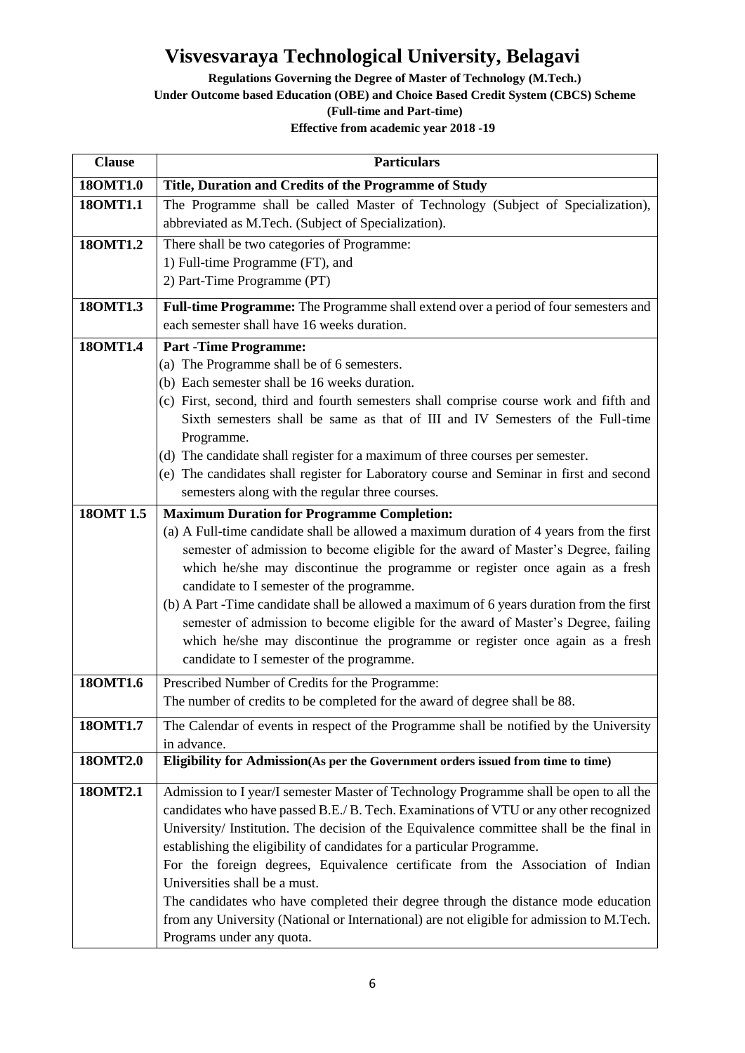# Visvesvaraya Technological University, Belagavi

**Regulations Governing the Degree of Master of Technology (M.Tech.)**
**Under Outcome based Education (OBE) and Choice Based Credit System (CBCS) Scheme**
**(Full-time and Part-time)**
**Effective from academic year 2018 -19**

| Clause | Particulars |
|---|---|
| **18OMT1.0** | **Title, Duration and Credits of the Programme of Study** |
| **18OMT1.1** | The Programme shall be called Master of Technology (Subject of Specialization), abbreviated as M.Tech. (Subject of Specialization). |
| **18OMT1.2** | There shall be two categories of Programme:<br>1) Full-time Programme (FT), and<br>2) Part-Time Programme (PT) |
| **18OMT1.3** | **Full-time Programme:** The Programme shall extend over a period of four semesters and each semester shall have 16 weeks duration. |
| **18OMT1.4** | **Part -Time Programme:**<br>(a) The Programme shall be of 6 semesters.<br>(b) Each semester shall be 16 weeks duration.<br>(c) First, second, third and fourth semesters shall comprise course work and fifth and Sixth semesters shall be same as that of III and IV Semesters of the Full-time Programme.<br>(d) The candidate shall register for a maximum of three courses per semester.<br>(e) The candidates shall register for Laboratory course and Seminar in first and second semesters along with the regular three courses. |
| **18OMT 1.5** | **Maximum Duration for Programme Completion:**<br>(a) A Full-time candidate shall be allowed a maximum duration of 4 years from the first semester of admission to become eligible for the award of Master's Degree, failing which he/she may discontinue the programme or register once again as a fresh candidate to I semester of the programme.<br>(b) A Part -Time candidate shall be allowed a maximum of 6 years duration from the first semester of admission to become eligible for the award of Master's Degree, failing which he/she may discontinue the programme or register once again as a fresh candidate to I semester of the programme. |
| **18OMT1.6** | Prescribed Number of Credits for the Programme:<br>The number of credits to be completed for the award of degree shall be 88. |
| **18OMT1.7** | The Calendar of events in respect of the Programme shall be notified by the University in advance. |
| **18OMT2.0** | **Eligibility for Admission(As per the Government orders issued from time to time)** |
| **18OMT2.1** | Admission to I year/I semester Master of Technology Programme shall be open to all the candidates who have passed B.E./ B. Tech. Examinations of VTU or any other recognized University/ Institution. The decision of the Equivalence committee shall be the final in establishing the eligibility of candidates for a particular Programme.<br>For the foreign degrees, Equivalence certificate from the Association of Indian Universities shall be a must.<br>The candidates who have completed their degree through the distance mode education from any University (National or International) are not eligible for admission to M.Tech. Programs under any quota. |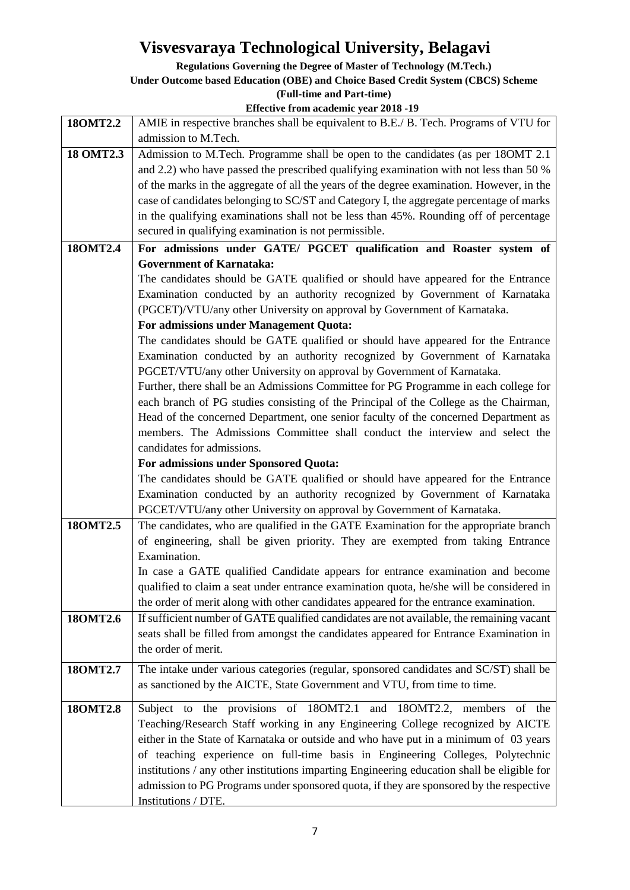| | |
|---|---|
| **18OMT2.2** | AMIE in respective branches shall be equivalent to B.E./ B. Tech. Programs of VTU for admission to M.Tech. |
| **18 OMT2.3** | Admission to M.Tech. Programme shall be open to the candidates (as per 18OMT 2.1 and 2.2) who have passed the prescribed qualifying examination with not less than 50 % of the marks in the aggregate of all the years of the degree examination. However, in the case of candidates belonging to SC/ST and Category I, the aggregate percentage of marks in the qualifying examinations shall not be less than 45%. Rounding off of percentage secured in qualifying examination is not permissible. |
| **18OMT2.4** | **For admissions under GATE/ PGCET qualification and Roaster system of Government of Karnataka:**<br>The candidates should be GATE qualified or should have appeared for the Entrance Examination conducted by an authority recognized by Government of Karnataka (PGCET)/VTU/any other University on approval by Government of Karnataka.<br>**For admissions under Management Quota:**<br>The candidates should be GATE qualified or should have appeared for the Entrance Examination conducted by an authority recognized by Government of Karnataka PGCET/VTU/any other University on approval by Government of Karnataka.<br>Further, there shall be an Admissions Committee for PG Programme in each college for each branch of PG studies consisting of the Principal of the College as the Chairman, Head of the concerned Department, one senior faculty of the concerned Department as members. The Admissions Committee shall conduct the interview and select the candidates for admissions.<br>**For admissions under Sponsored Quota:**<br>The candidates should be GATE qualified or should have appeared for the Entrance Examination conducted by an authority recognized by Government of Karnataka PGCET/VTU/any other University on approval by Government of Karnataka. |
| **18OMT2.5** | The candidates, who are qualified in the GATE Examination for the appropriate branch of engineering, shall be given priority. They are exempted from taking Entrance Examination.<br>In case a GATE qualified Candidate appears for entrance examination and become qualified to claim a seat under entrance examination quota, he/she will be considered in the order of merit along with other candidates appeared for the entrance examination. |
| **18OMT2.6** | If sufficient number of GATE qualified candidates are not available, the remaining vacant seats shall be filled from amongst the candidates appeared for Entrance Examination in the order of merit. |
| **18OMT2.7** | The intake under various categories (regular, sponsored candidates and SC/ST) shall be as sanctioned by the AICTE, State Government and VTU, from time to time. |
| **18OMT2.8** | Subject to the provisions of 18OMT2.1 and 18OMT2.2, members of the Teaching/Research Staff working in any Engineering College recognized by AICTE either in the State of Karnataka or outside and who have put in a minimum of 03 years of teaching experience on full-time basis in Engineering Colleges, Polytechnic institutions / any other institutions imparting Engineering education shall be eligible for admission to PG Programs under sponsored quota, if they are sponsored by the respective Institutions / DTE. |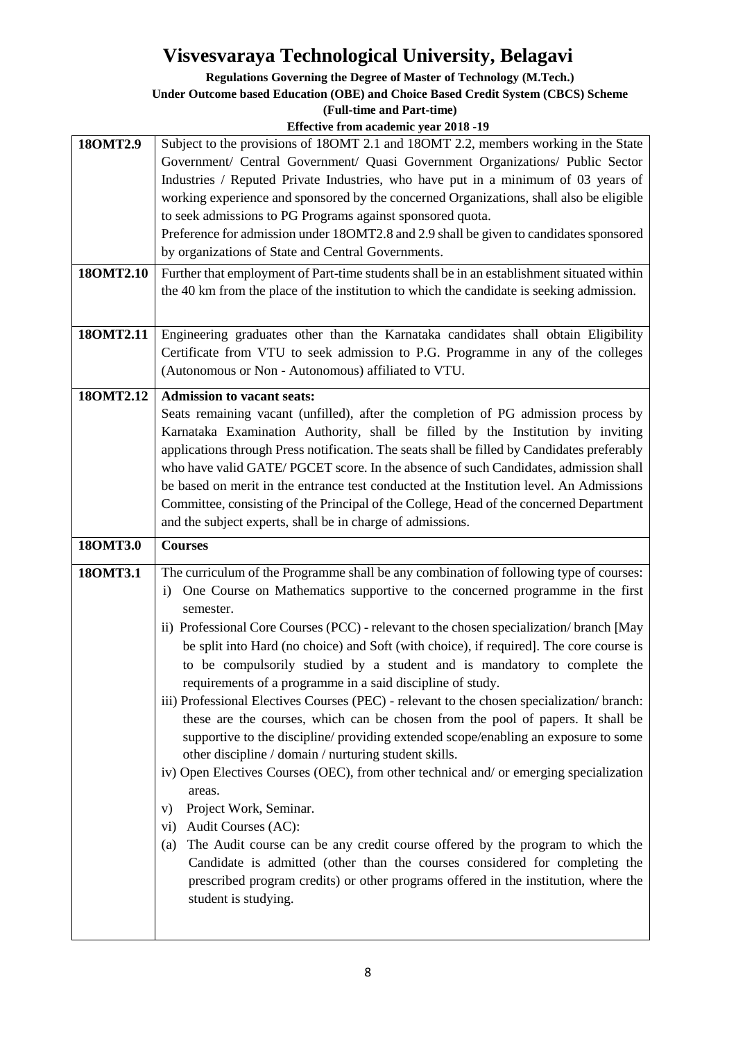| | |
|---|---|
| **18OMT2.9** | Subject to the provisions of 18OMT 2.1 and 18OMT 2.2, members working in the State Government/ Central Government/ Quasi Government Organizations/ Public Sector Industries / Reputed Private Industries, who have put in a minimum of 03 years of working experience and sponsored by the concerned Organizations, shall also be eligible to seek admissions to PG Programs against sponsored quota.<br>Preference for admission under 18OMT2.8 and 2.9 shall be given to candidates sponsored by organizations of State and Central Governments. |
| **18OMT2.10** | Further that employment of Part-time students shall be in an establishment situated within the 40 km from the place of the institution to which the candidate is seeking admission. |
| **18OMT2.11** | Engineering graduates other than the Karnataka candidates shall obtain Eligibility Certificate from VTU to seek admission to P.G. Programme in any of the colleges (Autonomous or Non - Autonomous) affiliated to VTU. |
| **18OMT2.12** | **Admission to vacant seats:**<br>Seats remaining vacant (unfilled), after the completion of PG admission process by Karnataka Examination Authority, shall be filled by the Institution by inviting applications through Press notification. The seats shall be filled by Candidates preferably who have valid GATE/ PGCET score. In the absence of such Candidates, admission shall be based on merit in the entrance test conducted at the Institution level. An Admissions Committee, consisting of the Principal of the College, Head of the concerned Department and the subject experts, shall be in charge of admissions. |
| **18OMT3.0** | **Courses** |
| **18OMT3.1** | The curriculum of the Programme shall be any combination of following type of courses:<br>i) One Course on Mathematics supportive to the concerned programme in the first semester.<br>ii) Professional Core Courses (PCC) - relevant to the chosen specialization/ branch [May be split into Hard (no choice) and Soft (with choice), if required]. The core course is to be compulsorily studied by a student and is mandatory to complete the requirements of a programme in a said discipline of study.<br>iii) Professional Electives Courses (PEC) - relevant to the chosen specialization/ branch: these are the courses, which can be chosen from the pool of papers. It shall be supportive to the discipline/ providing extended scope/enabling an exposure to some other discipline / domain / nurturing student skills.<br>iv) Open Electives Courses (OEC), from other technical and/ or emerging specialization areas.<br>v) Project Work, Seminar.<br>vi) Audit Courses (AC):<br>(a) The Audit course can be any credit course offered by the program to which the Candidate is admitted (other than the courses considered for completing the prescribed program credits) or other programs offered in the institution, where the student is studying. |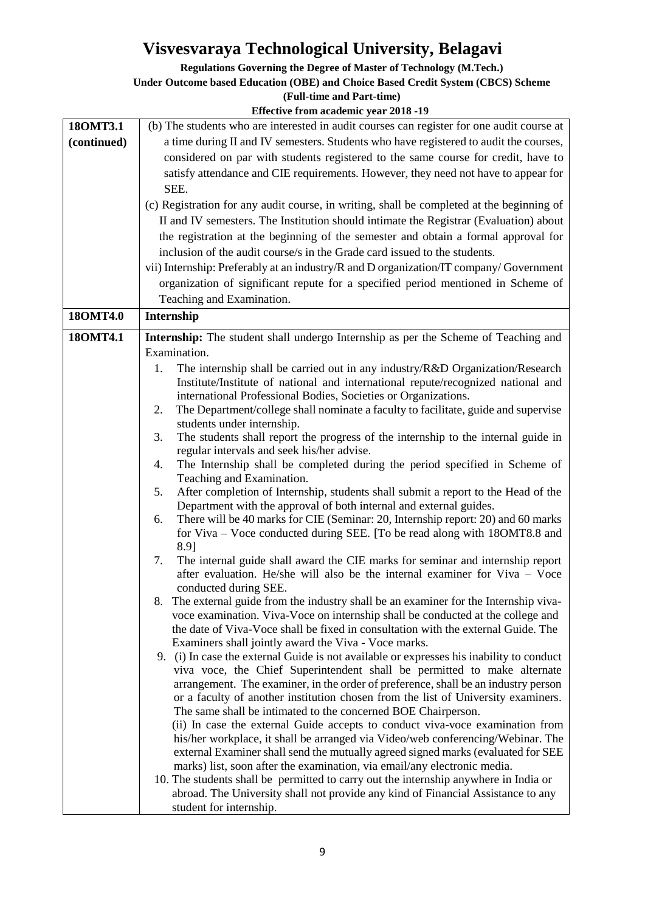# Visvesvaraya Technological University, Belagavi

**Regulations Governing the Degree of Master of Technology (M.Tech.)**
**Under Outcome based Education (OBE) and Choice Based Credit System (CBCS) Scheme**
**(Full-time and Part-time)**
**Effective from academic year 2018 -19**

| | |
|---|---|
| **18OMT3.1 (continued)** | (b) The students who are interested in audit courses can register for one audit course at a time during II and IV semesters. Students who have registered to audit the courses, considered on par with students registered to the same course for credit, have to satisfy attendance and CIE requirements. However, they need not have to appear for SEE.<br>(c) Registration for any audit course, in writing, shall be completed at the beginning of II and IV semesters. The Institution should intimate the Registrar (Evaluation) about the registration at the beginning of the semester and obtain a formal approval for inclusion of the audit course/s in the Grade card issued to the students.<br>vii) Internship: Preferably at an industry/R and D organization/IT company/ Government organization of significant repute for a specified period mentioned in Scheme of Teaching and Examination. |
| **18OMT4.0** | **Internship** |
| **18OMT4.1** | **Internship:** The student shall undergo Internship as per the Scheme of Teaching and Examination.<br>1. The internship shall be carried out in any industry/R&D Organization/Research Institute/Institute of national and international repute/recognized national and international Professional Bodies, Societies or Organizations.<br>2. The Department/college shall nominate a faculty to facilitate, guide and supervise students under internship.<br>3. The students shall report the progress of the internship to the internal guide in regular intervals and seek his/her advise.<br>4. The Internship shall be completed during the period specified in Scheme of Teaching and Examination.<br>5. After completion of Internship, students shall submit a report to the Head of the Department with the approval of both internal and external guides.<br>6. There will be 40 marks for CIE (Seminar: 20, Internship report: 20) and 60 marks for Viva – Voce conducted during SEE. [To be read along with 18OMT8.8 and 8.9]<br>7. The internal guide shall award the CIE marks for seminar and internship report after evaluation. He/she will also be the internal examiner for Viva – Voce conducted during SEE.<br>8. The external guide from the industry shall be an examiner for the Internship viva-voce examination. Viva-Voce on internship shall be conducted at the college and the date of Viva-Voce shall be fixed in consultation with the external Guide. The Examiners shall jointly award the Viva - Voce marks.<br>9. (i) In case the external Guide is not available or expresses his inability to conduct viva voce, the Chief Superintendent shall be permitted to make alternate arrangement. The examiner, in the order of preference, shall be an industry person or a faculty of another institution chosen from the list of University examiners. The same shall be intimated to the concerned BOE Chairperson.<br>(ii) In case the external Guide accepts to conduct viva-voce examination from his/her workplace, it shall be arranged via Video/web conferencing/Webinar. The external Examiner shall send the mutually agreed signed marks (evaluated for SEE marks) list, soon after the examination, via email/any electronic media.<br>10. The students shall be permitted to carry out the internship anywhere in India or abroad. The University shall not provide any kind of Financial Assistance to any student for internship. |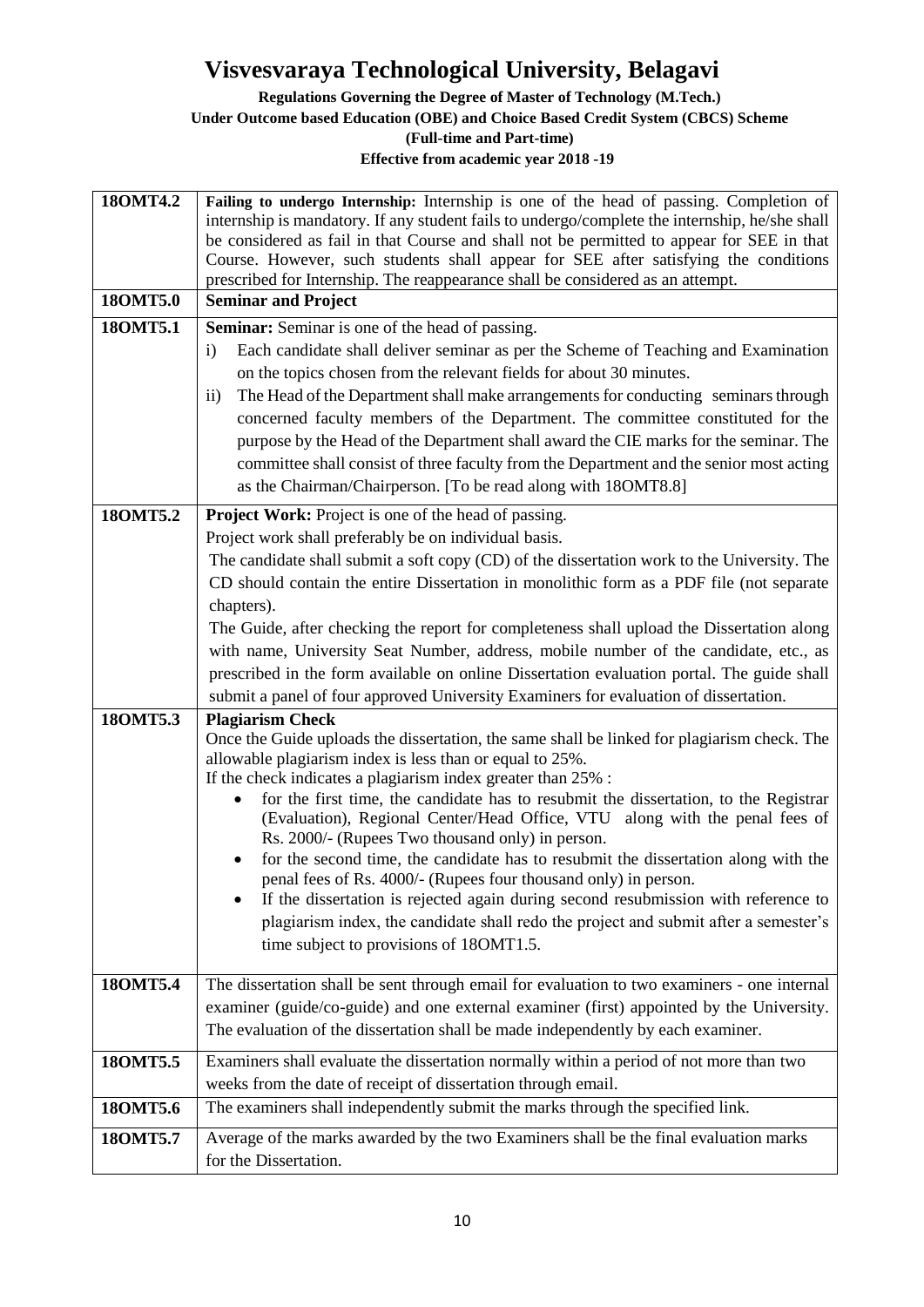| | |
|---|---|
| **18OMT4.2** | **Failing to undergo Internship:** Internship is one of the head of passing. Completion of internship is mandatory. If any student fails to undergo/complete the internship, he/she shall be considered as fail in that Course and shall not be permitted to appear for SEE in that Course. However, such students shall appear for SEE after satisfying the conditions prescribed for Internship. The reappearance shall be considered as an attempt. |
| **18OMT5.0** | **Seminar and Project** |
| **18OMT5.1** | **Seminar:** Seminar is one of the head of passing.<br>i) Each candidate shall deliver seminar as per the Scheme of Teaching and Examination on the topics chosen from the relevant fields for about 30 minutes.<br>ii) The Head of the Department shall make arrangements for conducting seminars through concerned faculty members of the Department. The committee constituted for the purpose by the Head of the Department shall award the CIE marks for the seminar. The committee shall consist of three faculty from the Department and the senior most acting as the Chairman/Chairperson. [To be read along with 18OMT8.8] |
| **18OMT5.2** | **Project Work:** Project is one of the head of passing.<br>Project work shall preferably be on individual basis.<br>The candidate shall submit a soft copy (CD) of the dissertation work to the University. The CD should contain the entire Dissertation in monolithic form as a PDF file (not separate chapters).<br>The Guide, after checking the report for completeness shall upload the Dissertation along with name, University Seat Number, address, mobile number of the candidate, etc., as prescribed in the form available on online Dissertation evaluation portal. The guide shall submit a panel of four approved University Examiners for evaluation of dissertation. |
| **18OMT5.3** | **Plagiarism Check**<br>Once the Guide uploads the dissertation, the same shall be linked for plagiarism check. The allowable plagiarism index is less than or equal to 25%.<br>If the check indicates a plagiarism index greater than 25% :<br>• for the first time, the candidate has to resubmit the dissertation, to the Registrar (Evaluation), Regional Center/Head Office, VTU along with the penal fees of Rs. 2000/- (Rupees Two thousand only) in person.<br>• for the second time, the candidate has to resubmit the dissertation along with the penal fees of Rs. 4000/- (Rupees four thousand only) in person.<br>• If the dissertation is rejected again during second resubmission with reference to plagiarism index, the candidate shall redo the project and submit after a semester's time subject to provisions of 18OMT1.5. |
| **18OMT5.4** | The dissertation shall be sent through email for evaluation to two examiners - one internal examiner (guide/co-guide) and one external examiner (first) appointed by the University. The evaluation of the dissertation shall be made independently by each examiner. |
| **18OMT5.5** | Examiners shall evaluate the dissertation normally within a period of not more than two weeks from the date of receipt of dissertation through email. |
| **18OMT5.6** | The examiners shall independently submit the marks through the specified link. |
| **18OMT5.7** | Average of the marks awarded by the two Examiners shall be the final evaluation marks for the Dissertation. |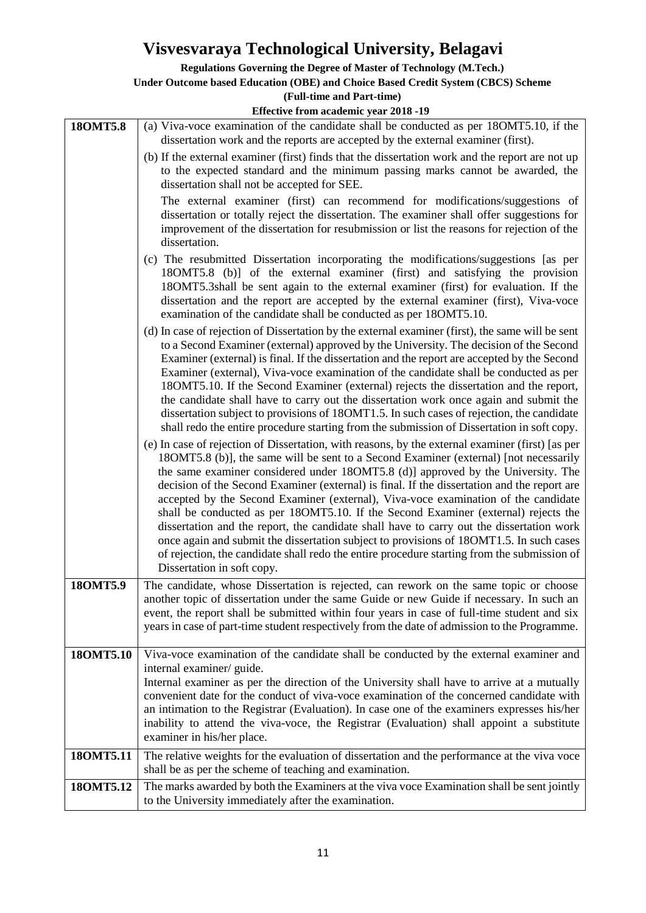| | |
|---|---|
| **18OMT5.8** | (a) Viva-voce examination of the candidate shall be conducted as per 18OMT5.10, if the dissertation work and the reports are accepted by the external examiner (first).<br><br>(b) If the external examiner (first) finds that the dissertation work and the report are not up to the expected standard and the minimum passing marks cannot be awarded, the dissertation shall not be accepted for SEE.<br><br>The external examiner (first) can recommend for modifications/suggestions of dissertation or totally reject the dissertation. The examiner shall offer suggestions for improvement of the dissertation for resubmission or list the reasons for rejection of the dissertation.<br><br>(c) The resubmitted Dissertation incorporating the modifications/suggestions [as per 18OMT5.8 (b)] of the external examiner (first) and satisfying the provision 18OMT5.3shall be sent again to the external examiner (first) for evaluation. If the dissertation and the report are accepted by the external examiner (first), Viva-voce examination of the candidate shall be conducted as per 18OMT5.10.<br><br>(d) In case of rejection of Dissertation by the external examiner (first), the same will be sent to a Second Examiner (external) approved by the University. The decision of the Second Examiner (external) is final. If the dissertation and the report are accepted by the Second Examiner (external), Viva-voce examination of the candidate shall be conducted as per 18OMT5.10. If the Second Examiner (external) rejects the dissertation and the report, the candidate shall have to carry out the dissertation work once again and submit the dissertation subject to provisions of 18OMT1.5. In such cases of rejection, the candidate shall redo the entire procedure starting from the submission of Dissertation in soft copy.<br><br>(e) In case of rejection of Dissertation, with reasons, by the external examiner (first) [as per 18OMT5.8 (b)], the same will be sent to a Second Examiner (external) [not necessarily the same examiner considered under 18OMT5.8 (d)] approved by the University. The decision of the Second Examiner (external) is final. If the dissertation and the report are accepted by the Second Examiner (external), Viva-voce examination of the candidate shall be conducted as per 18OMT5.10. If the Second Examiner (external) rejects the dissertation and the report, the candidate shall have to carry out the dissertation work once again and submit the dissertation subject to provisions of 18OMT1.5. In such cases of rejection, the candidate shall redo the entire procedure starting from the submission of Dissertation in soft copy. |
| **18OMT5.9** | The candidate, whose Dissertation is rejected, can rework on the same topic or choose another topic of dissertation under the same Guide or new Guide if necessary. In such an event, the report shall be submitted within four years in case of full-time student and six years in case of part-time student respectively from the date of admission to the Programme. |
| **18OMT5.10** | Viva-voce examination of the candidate shall be conducted by the external examiner and internal examiner/ guide.<br>Internal examiner as per the direction of the University shall have to arrive at a mutually convenient date for the conduct of viva-voce examination of the concerned candidate with an intimation to the Registrar (Evaluation). In case one of the examiners expresses his/her inability to attend the viva-voce, the Registrar (Evaluation) shall appoint a substitute examiner in his/her place. |
| **18OMT5.11** | The relative weights for the evaluation of dissertation and the performance at the viva voce shall be as per the scheme of teaching and examination. |
| **18OMT5.12** | The marks awarded by both the Examiners at the viva voce Examination shall be sent jointly to the University immediately after the examination. |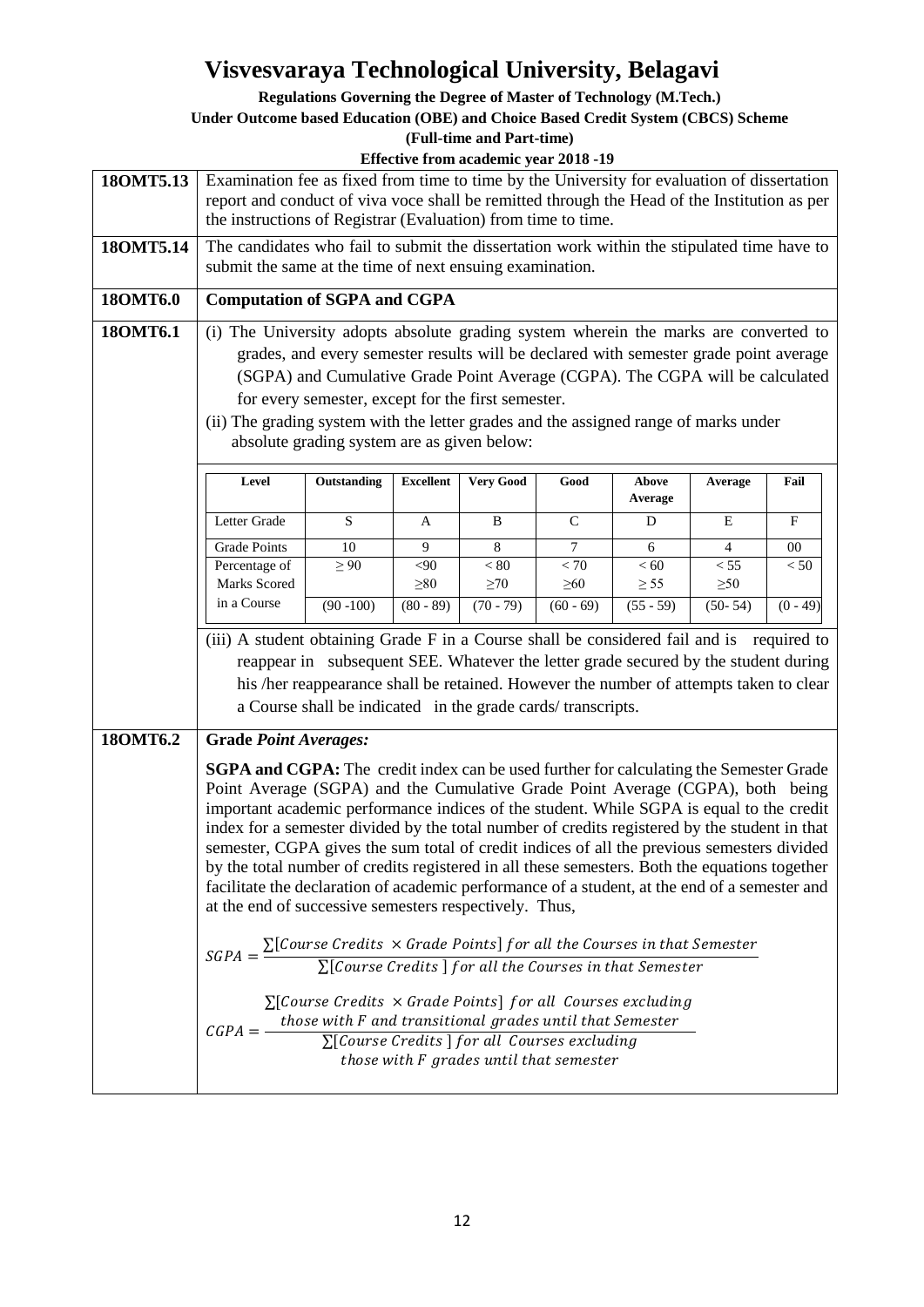# Visvesvaraya Technological University, Belagavi

**Regulations Governing the Degree of Master of Technology (M.Tech.)**

**Under Outcome based Education (OBE) and Choice Based Credit System (CBCS) Scheme**

**(Full-time and Part-time)**

**Effective from academic year 2018 -19**

**18OMT5.13** Examination fee as fixed from time to time by the University for evaluation of dissertation report and conduct of viva voce shall be remitted through the Head of the Institution as per the instructions of Registrar (Evaluation) from time to time.

**18OMT5.14** The candidates who fail to submit the dissertation work within the stipulated time have to submit the same at the time of next ensuing examination.

**18OMT6.0** **Computation of SGPA and CGPA**

**18OMT6.1**

(i) The University adopts absolute grading system wherein the marks are converted to grades, and every semester results will be declared with semester grade point average (SGPA) and Cumulative Grade Point Average (CGPA). The CGPA will be calculated for every semester, except for the first semester.

(ii) The grading system with the letter grades and the assigned range of marks under absolute grading system are as given below:

| Level | Outstanding | Excellent | Very Good | Good | Above Average | Average | Fail |
|---|---|---|---|---|---|---|---|
| Letter Grade | S | A | B | C | D | E | F |
| Grade Points | 10 | 9 | 8 | 7 | 6 | 4 | 00 |
| Percentage of Marks Scored in a Course | ≥ 90 (90 -100) | <90 ≥80 (80 - 89) | < 80 ≥70 (70 - 79) | < 70 ≥60 (60 - 69) | < 60 ≥ 55 (55 - 59) | < 55 ≥50 (50- 54) | < 50 (0 - 49) |

(iii) A student obtaining Grade F in a Course shall be considered fail and is required to reappear in subsequent SEE. Whatever the letter grade secured by the student during his /her reappearance shall be retained. However the number of attempts taken to clear a Course shall be indicated in the grade cards/ transcripts.

**18OMT6.2** **Grade *Point Averages:***

**SGPA and CGPA:** The credit index can be used further for calculating the Semester Grade Point Average (SGPA) and the Cumulative Grade Point Average (CGPA), both being important academic performance indices of the student. While SGPA is equal to the credit index for a semester divided by the total number of credits registered by the student in that semester, CGPA gives the sum total of credit indices of all the previous semesters divided by the total number of credits registered in all these semesters. Both the equations together facilitate the declaration of academic performance of a student, at the end of a semester and at the end of successive semesters respectively. Thus,

$$SGPA = \frac{\sum[Course\ Credits\ \times Grade\ Points]\ for\ all\ the\ Courses\ in\ that\ Semester}{\sum[Course\ Credits\ ]\ for\ all\ the\ Courses\ in\ that\ Semester}$$

$$CGPA = \frac{\begin{array}{c}\sum[Course\ Credits\ \times Grade\ Points]\ for\ all\ Courses\ excluding \\ those\ with\ F\ and\ transitional\ grades\ until\ that\ Semester\end{array}}{\begin{array}{c}\sum[Course\ Credits\ ]\ for\ all\ Courses\ excluding \\ those\ with\ F\ grades\ until\ that\ semester\end{array}}$$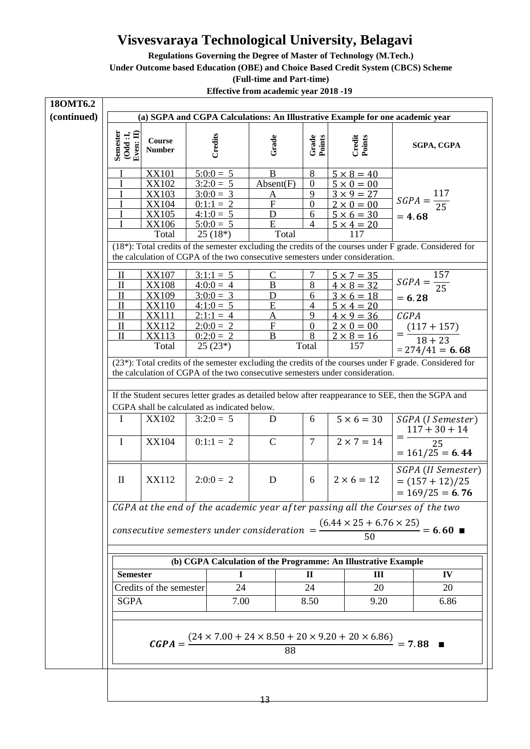# Visvesvaraya Technological University, Belagavi

**Regulations Governing the Degree of Master of Technology (M.Tech.)**
**Under Outcome based Education (OBE) and Choice Based Credit System (CBCS) Scheme**
**(Full-time and Part-time)**
**Effective from academic year 2018 -19**

**18OMT6.2 (continued)**

### (a) SGPA and CGPA Calculations: An Illustrative Example for one academic year

| Semester (Odd :I, Even: II) | Course Number | Credits | Grade | Grade Points | Credit Points | SGPA, CGPA |
|---|---|---|---|---|---|---|
| I | XX101 | 5:0:0 = 5 | B | 8 | $5 \times 8 = 40$ | |
| I | XX102 | 3:2:0 = 5 | Absent(F) | 0 | $5 \times 0 = 00$ | |
| I | XX103 | 3:0:0 = 3 | A | 9 | $3 \times 9 = 27$ | $SGPA = \frac{117}{25} = \mathbf{4.68}$ |
| I | XX104 | 0:1:1 = 2 | F | 0 | $2 \times 0 = 00$ | |
| I | XX105 | 4:1:0 = 5 | D | 6 | $5 \times 6 = 30$ | |
| I | XX106 | 5:0:0 = 5 | E | 4 | $5 \times 4 = 20$ | |
| | Total | 25 (18*) | Total | | 117 | |

(18*): Total credits of the semester excluding the credits of the courses under F grade. Considered for the calculation of CGPA of the two consecutive semesters under consideration.

| Semester | Course Number | Credits | Grade | Grade Points | Credit Points | SGPA, CGPA |
|---|---|---|---|---|---|---|
| II | XX107 | 3:1:1 = 5 | C | 7 | $5 \times 7 = 35$ | $SGPA = \frac{157}{25} = \mathbf{6.28}$ |
| II | XX108 | 4:0:0 = 4 | B | 8 | $4 \times 8 = 32$ | |
| II | XX109 | 3:0:0 = 3 | D | 6 | $3 \times 6 = 18$ | |
| II | XX110 | 4:1:0 = 5 | E | 4 | $5 \times 4 = 20$ | |
| II | XX111 | 2:1:1 = 4 | A | 9 | $4 \times 9 = 36$ | $CGPA = \frac{(117 + 157)}{18 + 23} = 274/41 = \mathbf{6.68}$ |
| II | XX112 | 2:0:0 = 2 | F | 0 | $2 \times 0 = 00$ | |
| II | XX113 | 0:2:0 = 2 | B | 8 | $2 \times 8 = 16$ | |
| | Total | 25 (23*) | | Total | 157 | |

(23*): Total credits of the semester excluding the credits of the courses under F grade. Considered for the calculation of CGPA of the two consecutive semesters under consideration.

If the Student secures letter grades as detailed below after reappearance to SEE, then the SGPA and CGPA shall be calculated as indicated below.

| Semester | Course Number | Credits | Grade | Grade Points | Credit Points | SGPA, CGPA |
|---|---|---|---|---|---|---|
| I | XX102 | 3:2:0 = 5 | D | 6 | $5 \times 6 = 30$ | $SGPA\ (I\ Semester) = \frac{117 + 30 + 14}{25} = 161/25 = \mathbf{6.44}$ |
| I | XX104 | 0:1:1 = 2 | C | 7 | $2 \times 7 = 14$ | |
| II | XX112 | 2:0:0 = 2 | D | 6 | $2 \times 6 = 12$ | $SGPA\ (II\ Semester) = (157 + 12)/25 = 169/25 = \mathbf{6.76}$ |

$$CGPA\ at\ the\ end\ of\ the\ academic\ year\ after\ passing\ all\ the\ Courses\ of\ the\ two\ consecutive\ semesters\ under\ consideration = \frac{(6.44 \times 25 + 6.76 \times 25)}{50} = \mathbf{6.60}\ \blacksquare$$

### (b) CGPA Calculation of the Programme: An Illustrative Example

| Semester | I | II | III | IV |
|---|---|---|---|---|
| Credits of the semester | 24 | 24 | 20 | 20 |
| SGPA | 7.00 | 8.50 | 9.20 | 6.86 |

$$\boldsymbol{CGPA} = \frac{(24 \times 7.00 + 24 \times 8.50 + 20 \times 9.20 + 20 \times 6.86)}{88} = \mathbf{7.88}\ \blacksquare$$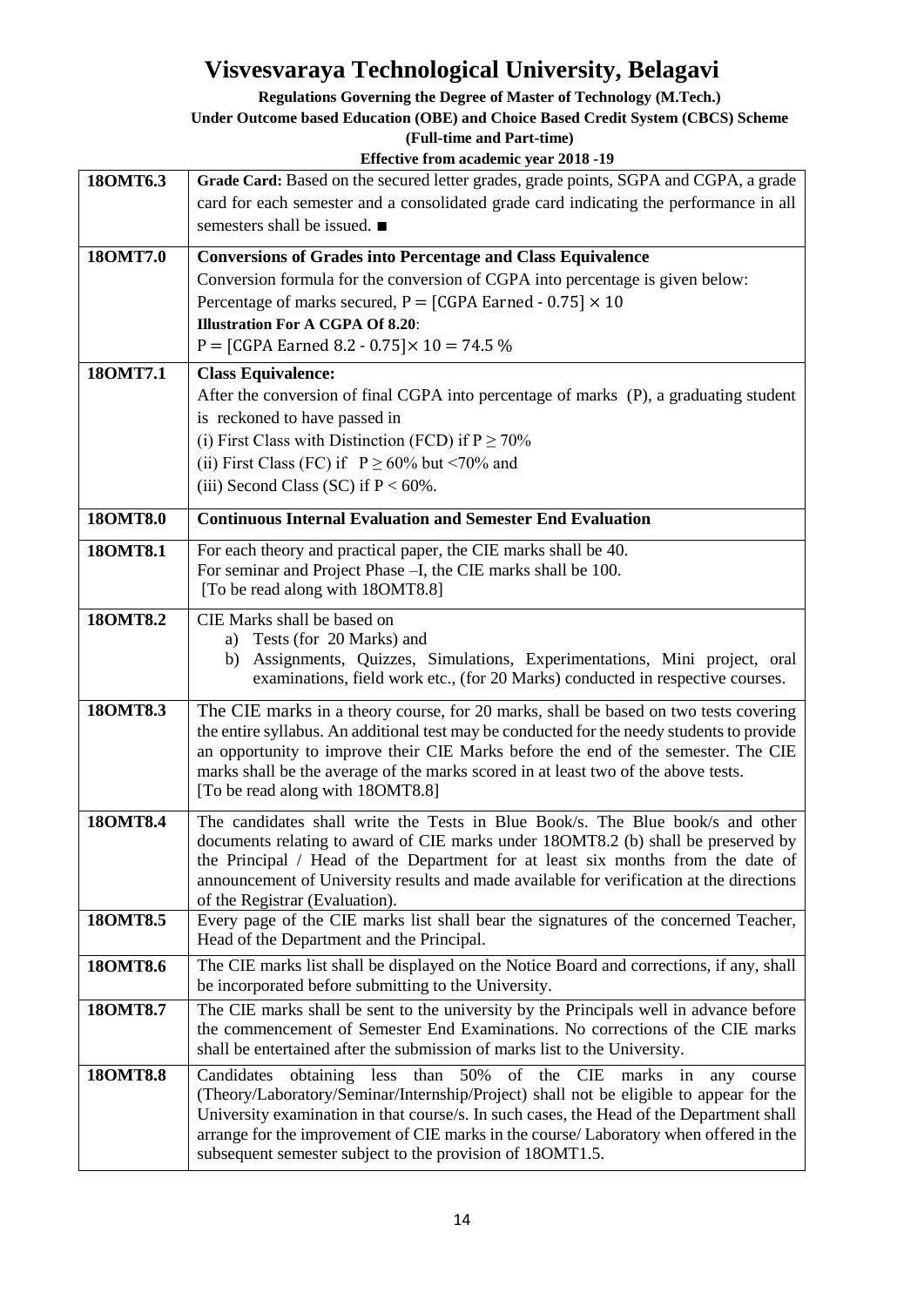| | |
|---|---|
| **18OMT6.3** | **Grade Card:** Based on the secured letter grades, grade points, SGPA and CGPA, a grade card for each semester and a consolidated grade card indicating the performance in all semesters shall be issued. ■ |
| **18OMT7.0** | **Conversions of Grades into Percentage and Class Equivalence**<br>Conversion formula for the conversion of CGPA into percentage is given below:<br>Percentage of marks secured, $P = [\text{CGPA Earned - } 0.75] \times 10$<br>**Illustration For A CGPA Of 8.20**:<br>$P = [\text{CGPA Earned } 8.2 - 0.75] \times 10 = 74.5\ \%$ |
| **18OMT7.1** | **Class Equivalence:**<br>After the conversion of final CGPA into percentage of marks (P), a graduating student is reckoned to have passed in<br>(i) First Class with Distinction (FCD) if $P \geq 70\%$<br>(ii) First Class (FC) if $P \geq 60\%$ but $<70\%$ and<br>(iii) Second Class (SC) if $P < 60\%$. |
| **18OMT8.0** | **Continuous Internal Evaluation and Semester End Evaluation** |
| **18OMT8.1** | For each theory and practical paper, the CIE marks shall be 40.<br>For seminar and Project Phase –I, the CIE marks shall be 100.<br>[To be read along with 18OMT8.8] |
| **18OMT8.2** | CIE Marks shall be based on<br>a) Tests (for 20 Marks) and<br>b) Assignments, Quizzes, Simulations, Experimentations, Mini project, oral examinations, field work etc., (for 20 Marks) conducted in respective courses. |
| **18OMT8.3** | The CIE marks in a theory course, for 20 marks, shall be based on two tests covering the entire syllabus. An additional test may be conducted for the needy students to provide an opportunity to improve their CIE Marks before the end of the semester. The CIE marks shall be the average of the marks scored in at least two of the above tests.<br>[To be read along with 18OMT8.8] |
| **18OMT8.4** | The candidates shall write the Tests in Blue Book/s. The Blue book/s and other documents relating to award of CIE marks under 18OMT8.2 (b) shall be preserved by the Principal / Head of the Department for at least six months from the date of announcement of University results and made available for verification at the directions of the Registrar (Evaluation). |
| **18OMT8.5** | Every page of the CIE marks list shall bear the signatures of the concerned Teacher, Head of the Department and the Principal. |
| **18OMT8.6** | The CIE marks list shall be displayed on the Notice Board and corrections, if any, shall be incorporated before submitting to the University. |
| **18OMT8.7** | The CIE marks shall be sent to the university by the Principals well in advance before the commencement of Semester End Examinations. No corrections of the CIE marks shall be entertained after the submission of marks list to the University. |
| **18OMT8.8** | Candidates obtaining less than 50% of the CIE marks in any course (Theory/Laboratory/Seminar/Internship/Project) shall not be eligible to appear for the University examination in that course/s. In such cases, the Head of the Department shall arrange for the improvement of CIE marks in the course/ Laboratory when offered in the subsequent semester subject to the provision of 18OMT1.5. |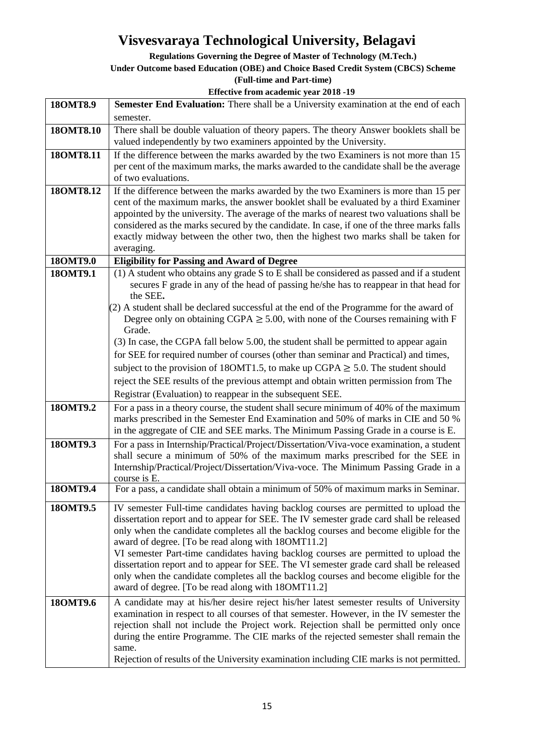# Visvesvaraya Technological University, Belagavi

**Regulations Governing the Degree of Master of Technology (M.Tech.)**
**Under Outcome based Education (OBE) and Choice Based Credit System (CBCS) Scheme**
**(Full-time and Part-time)**
**Effective from academic year 2018 -19**

| | |
|---|---|
| **18OMT8.9** | **Semester End Evaluation:** There shall be a University examination at the end of each semester. |
| **18OMT8.10** | There shall be double valuation of theory papers. The theory Answer booklets shall be valued independently by two examiners appointed by the University. |
| **18OMT8.11** | If the difference between the marks awarded by the two Examiners is not more than 15 per cent of the maximum marks, the marks awarded to the candidate shall be the average of two evaluations. |
| **18OMT8.12** | If the difference between the marks awarded by the two Examiners is more than 15 per cent of the maximum marks, the answer booklet shall be evaluated by a third Examiner appointed by the university. The average of the marks of nearest two valuations shall be considered as the marks secured by the candidate. In case, if one of the three marks falls exactly midway between the other two, then the highest two marks shall be taken for averaging. |
| **18OMT9.0** | **Eligibility for Passing and Award of Degree** |
| **18OMT9.1** | (1) A student who obtains any grade S to E shall be considered as passed and if a student secures F grade in any of the head of passing he/she has to reappear in that head for the SEE.<br>(2) A student shall be declared successful at the end of the Programme for the award of Degree only on obtaining CGPA $\geq$ 5.00, with none of the Courses remaining with F Grade.<br>(3) In case, the CGPA fall below 5.00, the student shall be permitted to appear again for SEE for required number of courses (other than seminar and Practical) and times, subject to the provision of 18OMT1.5, to make up CGPA $\geq$ 5.0. The student should reject the SEE results of the previous attempt and obtain written permission from The Registrar (Evaluation) to reappear in the subsequent SEE. |
| **18OMT9.2** | For a pass in a theory course, the student shall secure minimum of 40% of the maximum marks prescribed in the Semester End Examination and 50% of marks in CIE and 50 % in the aggregate of CIE and SEE marks. The Minimum Passing Grade in a course is E. |
| **18OMT9.3** | For a pass in Internship/Practical/Project/Dissertation/Viva-voce examination, a student shall secure a minimum of 50% of the maximum marks prescribed for the SEE in Internship/Practical/Project/Dissertation/Viva-voce. The Minimum Passing Grade in a course is E. |
| **18OMT9.4** | For a pass, a candidate shall obtain a minimum of 50% of maximum marks in Seminar. |
| **18OMT9.5** | IV semester Full-time candidates having backlog courses are permitted to upload the dissertation report and to appear for SEE. The IV semester grade card shall be released only when the candidate completes all the backlog courses and become eligible for the award of degree. [To be read along with 18OMT11.2]<br>VI semester Part-time candidates having backlog courses are permitted to upload the dissertation report and to appear for SEE. The VI semester grade card shall be released only when the candidate completes all the backlog courses and become eligible for the award of degree. [To be read along with 18OMT11.2] |
| **18OMT9.6** | A candidate may at his/her desire reject his/her latest semester results of University examination in respect to all courses of that semester. However, in the IV semester the rejection shall not include the Project work. Rejection shall be permitted only once during the entire Programme. The CIE marks of the rejected semester shall remain the same.<br>Rejection of results of the University examination including CIE marks is not permitted. |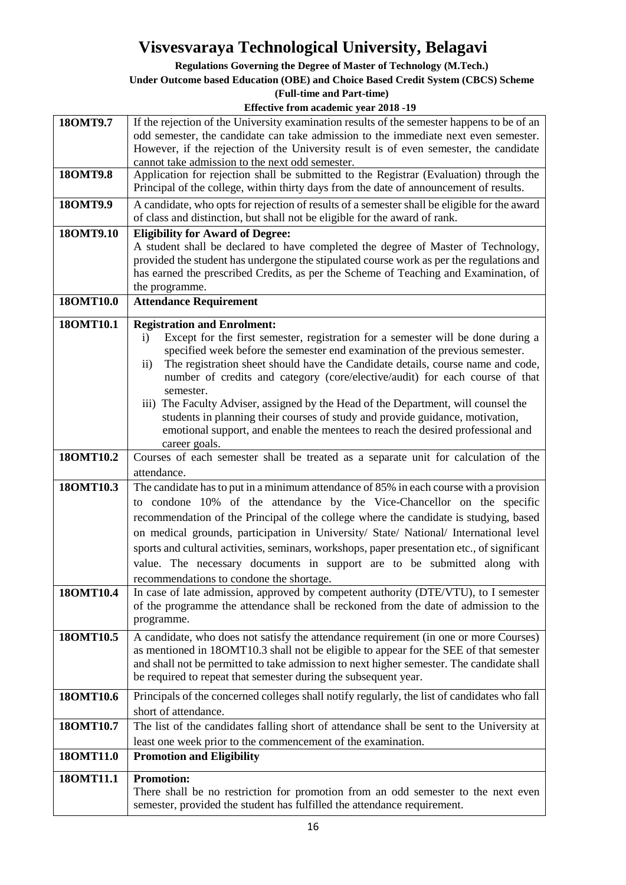| | |
|---|---|
| **18OMT9.7** | If the rejection of the University examination results of the semester happens to be of an odd semester, the candidate can take admission to the immediate next even semester. However, if the rejection of the University result is of even semester, the candidate cannot take admission to the next odd semester. |
| **18OMT9.8** | Application for rejection shall be submitted to the Registrar (Evaluation) through the Principal of the college, within thirty days from the date of announcement of results. |
| **18OMT9.9** | A candidate, who opts for rejection of results of a semester shall be eligible for the award of class and distinction, but shall not be eligible for the award of rank. |
| **18OMT9.10** | **Eligibility for Award of Degree:** A student shall be declared to have completed the degree of Master of Technology, provided the student has undergone the stipulated course work as per the regulations and has earned the prescribed Credits, as per the Scheme of Teaching and Examination, of the programme. |
| **18OMT10.0** | **Attendance Requirement** |
| **18OMT10.1** | **Registration and Enrolment:** i) Except for the first semester, registration for a semester will be done during a specified week before the semester end examination of the previous semester. ii) The registration sheet should have the Candidate details, course name and code, number of credits and category (core/elective/audit) for each course of that semester. iii) The Faculty Adviser, assigned by the Head of the Department, will counsel the students in planning their courses of study and provide guidance, motivation, emotional support, and enable the mentees to reach the desired professional and career goals. |
| **18OMT10.2** | Courses of each semester shall be treated as a separate unit for calculation of the attendance. |
| **18OMT10.3** | The candidate has to put in a minimum attendance of 85% in each course with a provision to condone 10% of the attendance by the Vice-Chancellor on the specific recommendation of the Principal of the college where the candidate is studying, based on medical grounds, participation in University/ State/ National/ International level sports and cultural activities, seminars, workshops, paper presentation etc., of significant value. The necessary documents in support are to be submitted along with recommendations to condone the shortage. |
| **18OMT10.4** | In case of late admission, approved by competent authority (DTE/VTU), to I semester of the programme the attendance shall be reckoned from the date of admission to the programme. |
| **18OMT10.5** | A candidate, who does not satisfy the attendance requirement (in one or more Courses) as mentioned in 18OMT10.3 shall not be eligible to appear for the SEE of that semester and shall not be permitted to take admission to next higher semester. The candidate shall be required to repeat that semester during the subsequent year. |
| **18OMT10.6** | Principals of the concerned colleges shall notify regularly, the list of candidates who fall short of attendance. |
| **18OMT10.7** | The list of the candidates falling short of attendance shall be sent to the University at least one week prior to the commencement of the examination. |
| **18OMT11.0** | **Promotion and Eligibility** |
| **18OMT11.1** | **Promotion:** There shall be no restriction for promotion from an odd semester to the next even semester, provided the student has fulfilled the attendance requirement. |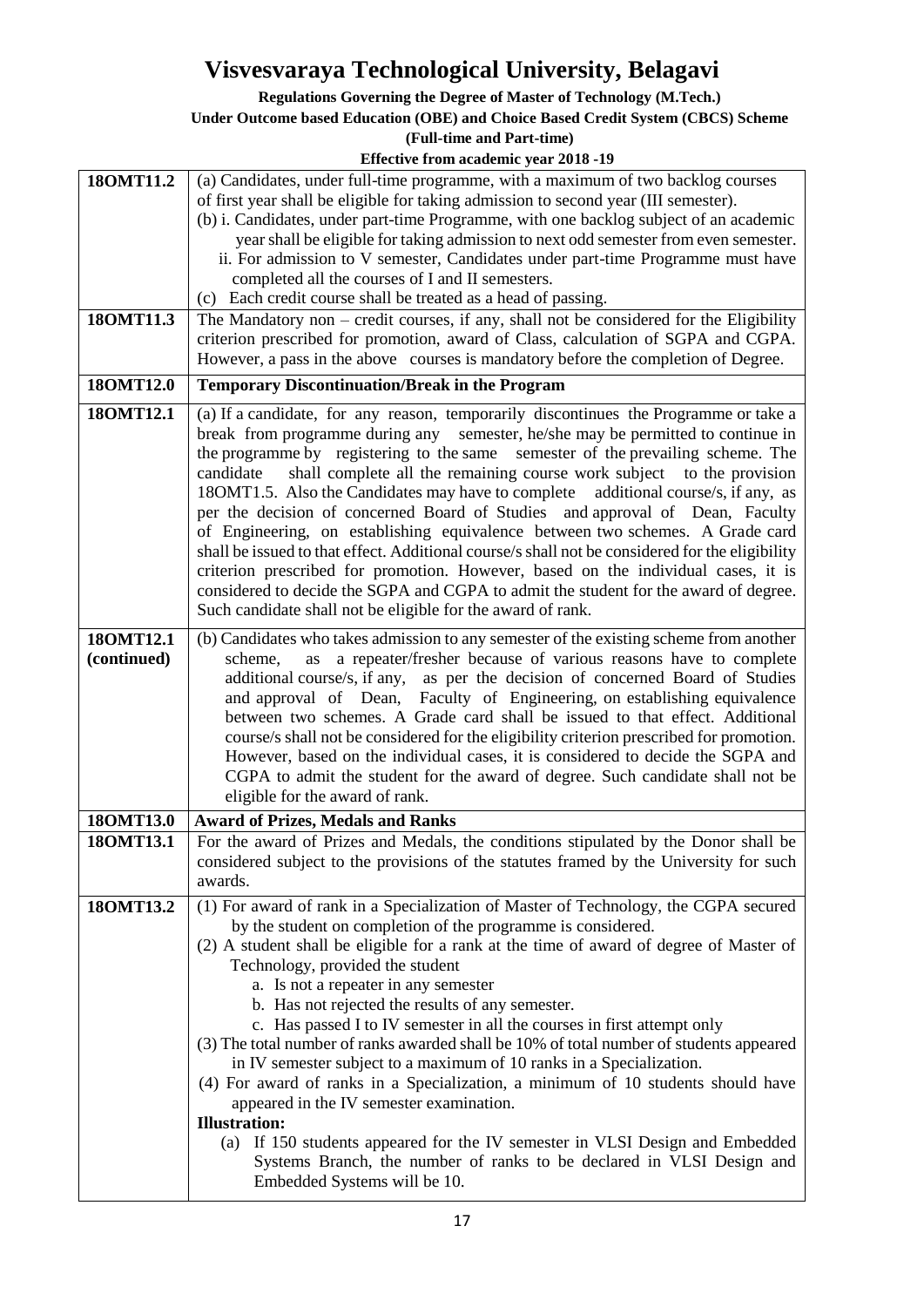# Visvesvaraya Technological University, Belagavi

**Regulations Governing the Degree of Master of Technology (M.Tech.)**
**Under Outcome based Education (OBE) and Choice Based Credit System (CBCS) Scheme**
**(Full-time and Part-time)**
**Effective from academic year 2018 -19**

| | |
|---|---|
| **18OMT11.2** | (a) Candidates, under full-time programme, with a maximum of two backlog courses of first year shall be eligible for taking admission to second year (III semester).<br>(b) i. Candidates, under part-time Programme, with one backlog subject of an academic year shall be eligible for taking admission to next odd semester from even semester.<br>ii. For admission to V semester, Candidates under part-time Programme must have completed all the courses of I and II semesters.<br>(c) Each credit course shall be treated as a head of passing. |
| **18OMT11.3** | The Mandatory non – credit courses, if any, shall not be considered for the Eligibility criterion prescribed for promotion, award of Class, calculation of SGPA and CGPA. However, a pass in the above courses is mandatory before the completion of Degree. |
| **18OMT12.0** | **Temporary Discontinuation/Break in the Program** |
| **18OMT12.1** | (a) If a candidate, for any reason, temporarily discontinues the Programme or take a break from programme during any semester, he/she may be permitted to continue in the programme by registering to the same semester of the prevailing scheme. The candidate shall complete all the remaining course work subject to the provision 18OMT1.5. Also the Candidates may have to complete additional course/s, if any, as per the decision of concerned Board of Studies and approval of Dean, Faculty of Engineering, on establishing equivalence between two schemes. A Grade card shall be issued to that effect. Additional course/s shall not be considered for the eligibility criterion prescribed for promotion. However, based on the individual cases, it is considered to decide the SGPA and CGPA to admit the student for the award of degree. Such candidate shall not be eligible for the award of rank. |
| **18OMT12.1 (continued)** | (b) Candidates who takes admission to any semester of the existing scheme from another scheme, as a repeater/fresher because of various reasons have to complete additional course/s, if any, as per the decision of concerned Board of Studies and approval of Dean, Faculty of Engineering, on establishing equivalence between two schemes. A Grade card shall be issued to that effect. Additional course/s shall not be considered for the eligibility criterion prescribed for promotion. However, based on the individual cases, it is considered to decide the SGPA and CGPA to admit the student for the award of degree. Such candidate shall not be eligible for the award of rank. |
| **18OMT13.0** | **Award of Prizes, Medals and Ranks** |
| **18OMT13.1** | For the award of Prizes and Medals, the conditions stipulated by the Donor shall be considered subject to the provisions of the statutes framed by the University for such awards. |
| **18OMT13.2** | (1) For award of rank in a Specialization of Master of Technology, the CGPA secured by the student on completion of the programme is considered.<br>(2) A student shall be eligible for a rank at the time of award of degree of Master of Technology, provided the student<br>a. Is not a repeater in any semester<br>b. Has not rejected the results of any semester.<br>c. Has passed I to IV semester in all the courses in first attempt only<br>(3) The total number of ranks awarded shall be 10% of total number of students appeared in IV semester subject to a maximum of 10 ranks in a Specialization.<br>(4) For award of ranks in a Specialization, a minimum of 10 students should have appeared in the IV semester examination.<br>**Illustration:**<br>(a) If 150 students appeared for the IV semester in VLSI Design and Embedded Systems Branch, the number of ranks to be declared in VLSI Design and Embedded Systems will be 10. |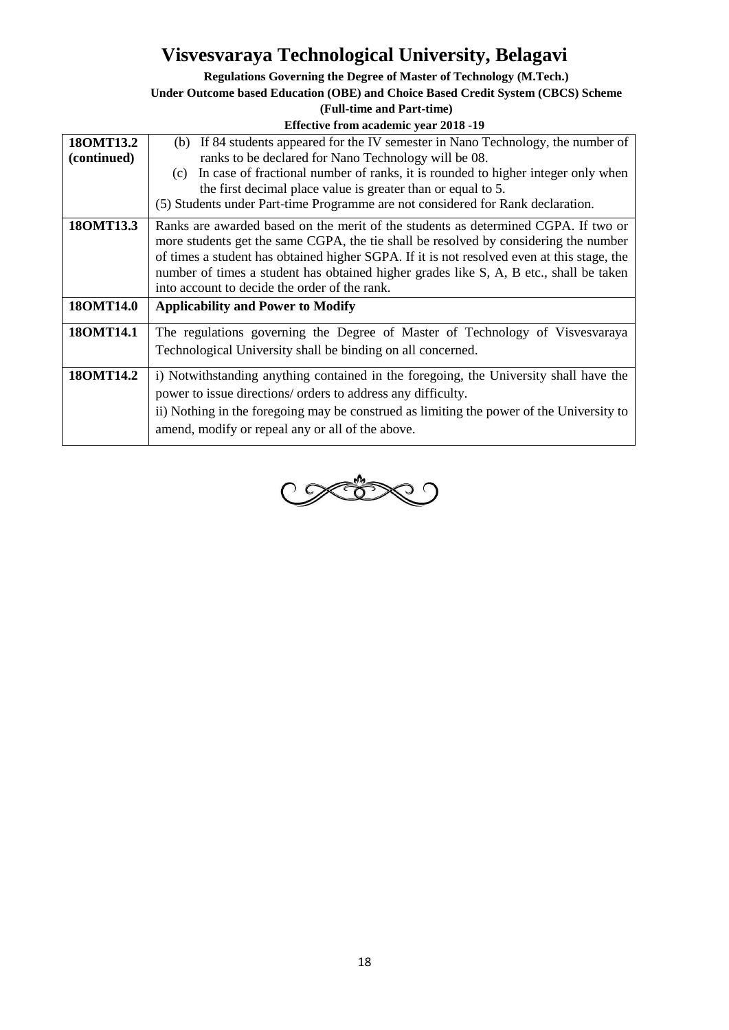# Visvesvaraya Technological University, Belagavi

**Regulations Governing the Degree of Master of Technology (M.Tech.)**

**Under Outcome based Education (OBE) and Choice Based Credit System (CBCS) Scheme**

**(Full-time and Part-time)**

**Effective from academic year 2018 -19**

| | |
|---|---|
| **18OMT13.2 (continued)** | (b) If 84 students appeared for the IV semester in Nano Technology, the number of ranks to be declared for Nano Technology will be 08.<br>(c) In case of fractional number of ranks, it is rounded to higher integer only when the first decimal place value is greater than or equal to 5.<br>(5) Students under Part-time Programme are not considered for Rank declaration. |
| **18OMT13.3** | Ranks are awarded based on the merit of the students as determined CGPA. If two or more students get the same CGPA, the tie shall be resolved by considering the number of times a student has obtained higher SGPA. If it is not resolved even at this stage, the number of times a student has obtained higher grades like S, A, B etc., shall be taken into account to decide the order of the rank. |
| **18OMT14.0** | **Applicability and Power to Modify** |
| **18OMT14.1** | The regulations governing the Degree of Master of Technology of Visvesvaraya Technological University shall be binding on all concerned. |
| **18OMT14.2** | i) Notwithstanding anything contained in the foregoing, the University shall have the power to issue directions/ orders to address any difficulty.<br>ii) Nothing in the foregoing may be construed as limiting the power of the University to amend, modify or repeal any or all of the above. |